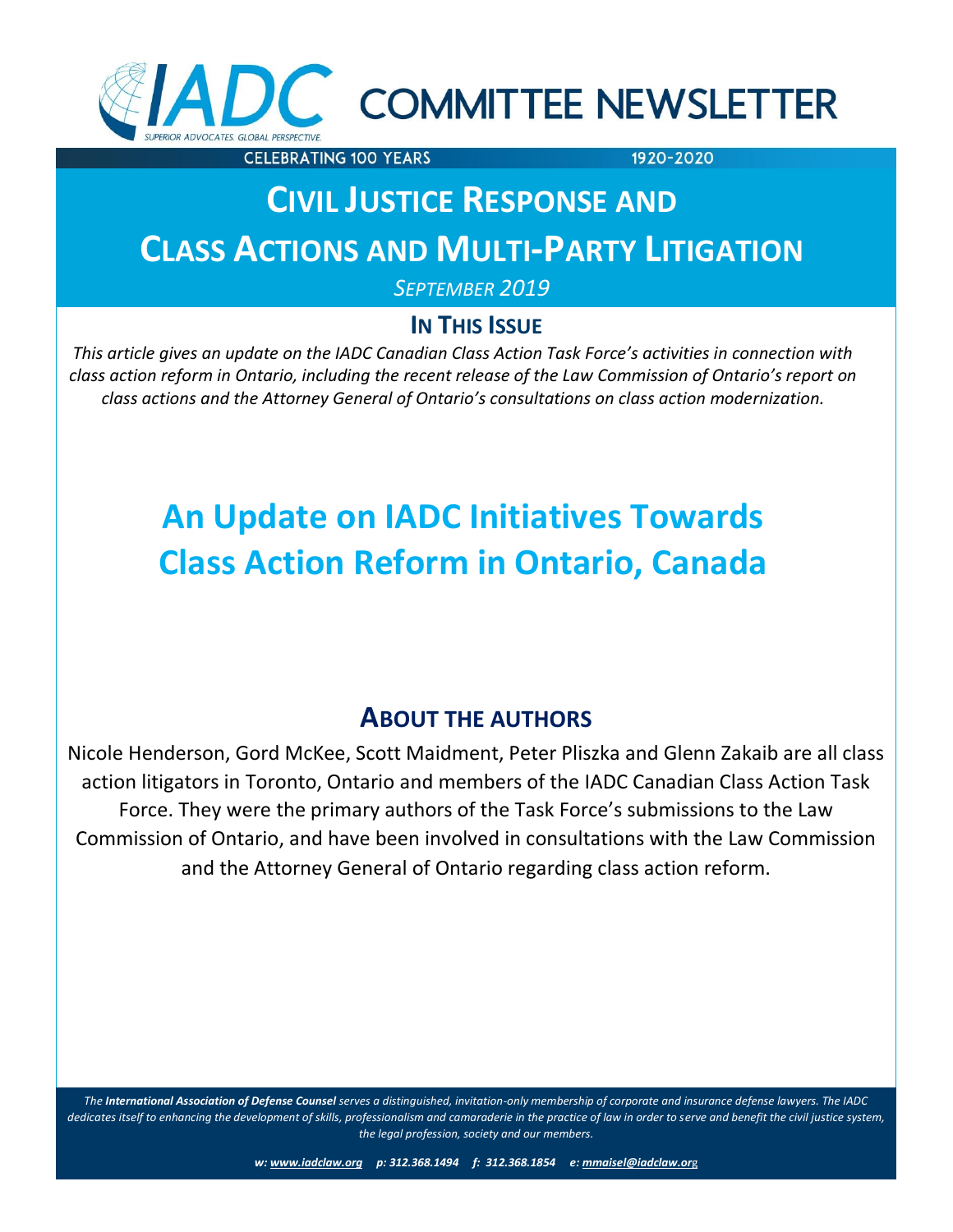# COMMITTEE NEWSLETTER

CELEBRATING 100 YEARS 1920-2020

## CIVIL JUSTICE RESPONSE AND CLASS ACTIONS AND MULTI-PARTY LITIGATION

*SEPTEMBER 2019*

### IN THIS ISSUE

*This article gives an update on the IADC Canadian Class Action Task Force's activities in connection with class action reform in Ontario, including the recent release of the Law Commission of Ontario's report on class actions and the Attorney General of Ontario's consultations on class action modernization.*

# An Update on IADC Initiatives Towards Class Action Reform in Ontario, Canada

### ABOUT THE AUTHORS

Nicole Henderson, Gord McKee, Scott Maidment, Peter Pliszka and Glenn Zakaib are all class action litigators in Toronto, Ontario and members of the IADC Canadian Class Action Task Force. They were the primary authors of the Task Force's submissions to the Law Commission of Ontario, and have been involved in consultations with the Law Commission and the Attorney General of Ontario regarding class action reform.

*The **International Association of Defense Counsel** serves a distinguished, invitation-only membership of corporate and insurance defense lawyers. The IADC dedicates itself to enhancing the development of skills, professionalism and camaraderie in the practice of law in order to serve and benefit the civil justice system, the legal profession, society and our members.*

***w:** www.iadclaw.org **p:** 312.368.1494 **f:** 312.368.1854 **e:** mmaisel@iadclaw.org*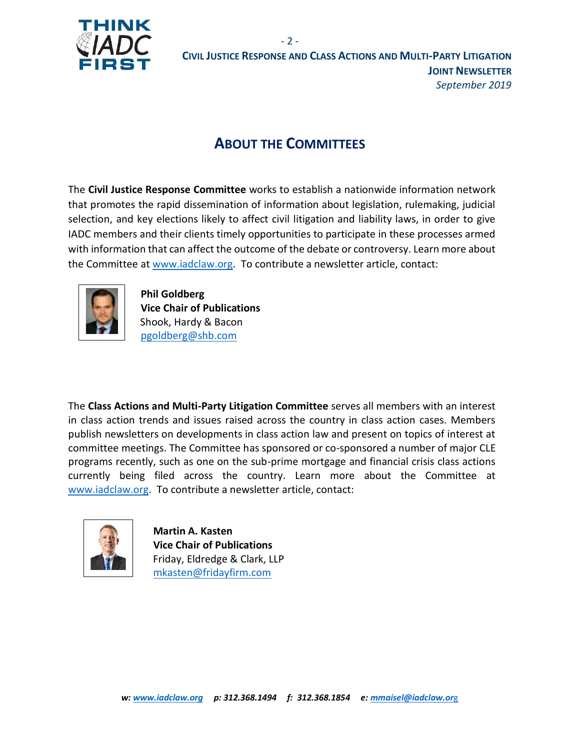## ABOUT THE COMMITTEES

The **Civil Justice Response Committee** works to establish a nationwide information network that promotes the rapid dissemination of information about legislation, rulemaking, judicial selection, and key elections likely to affect civil litigation and liability laws, in order to give IADC members and their clients timely opportunities to participate in these processes armed with information that can affect the outcome of the debate or controversy. Learn more about the Committee at www.iadclaw.org. To contribute a newsletter article, contact:

**Phil Goldberg**
**Vice Chair of Publications**
Shook, Hardy & Bacon
pgoldberg@shb.com

The **Class Actions and Multi-Party Litigation Committee** serves all members with an interest in class action trends and issues raised across the country in class action cases. Members publish newsletters on developments in class action law and present on topics of interest at committee meetings. The Committee has sponsored or co-sponsored a number of major CLE programs recently, such as one on the sub-prime mortgage and financial crisis class actions currently being filed across the country. Learn more about the Committee at www.iadclaw.org. To contribute a newsletter article, contact:

**Martin A. Kasten**
**Vice Chair of Publications**
Friday, Eldredge & Clark, LLP
mkasten@fridayfirm.com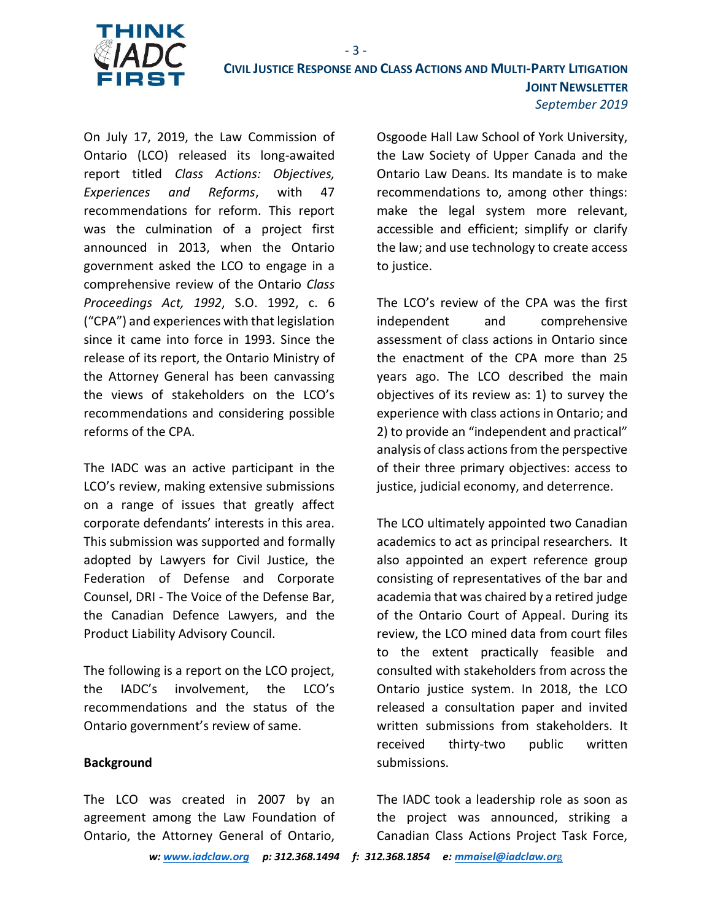On July 17, 2019, the Law Commission of Ontario (LCO) released its long-awaited report titled *Class Actions: Objectives, Experiences and Reforms*, with 47 recommendations for reform. This report was the culmination of a project first announced in 2013, when the Ontario government asked the LCO to engage in a comprehensive review of the Ontario *Class Proceedings Act, 1992*, S.O. 1992, c. 6 ("CPA") and experiences with that legislation since it came into force in 1993. Since the release of its report, the Ontario Ministry of the Attorney General has been canvassing the views of stakeholders on the LCO's recommendations and considering possible reforms of the CPA.

The IADC was an active participant in the LCO's review, making extensive submissions on a range of issues that greatly affect corporate defendants' interests in this area. This submission was supported and formally adopted by Lawyers for Civil Justice, the Federation of Defense and Corporate Counsel, DRI - The Voice of the Defense Bar, the Canadian Defence Lawyers, and the Product Liability Advisory Council.

The following is a report on the LCO project, the IADC's involvement, the LCO's recommendations and the status of the Ontario government's review of same.

**Background**

The LCO was created in 2007 by an agreement among the Law Foundation of Ontario, the Attorney General of Ontario, Osgoode Hall Law School of York University, the Law Society of Upper Canada and the Ontario Law Deans. Its mandate is to make recommendations to, among other things: make the legal system more relevant, accessible and efficient; simplify or clarify the law; and use technology to create access to justice.

The LCO's review of the CPA was the first independent and comprehensive assessment of class actions in Ontario since the enactment of the CPA more than 25 years ago. The LCO described the main objectives of its review as: 1) to survey the experience with class actions in Ontario; and 2) to provide an "independent and practical" analysis of class actions from the perspective of their three primary objectives: access to justice, judicial economy, and deterrence.

The LCO ultimately appointed two Canadian academics to act as principal researchers. It also appointed an expert reference group consisting of representatives of the bar and academia that was chaired by a retired judge of the Ontario Court of Appeal. During its review, the LCO mined data from court files to the extent practically feasible and consulted with stakeholders from across the Ontario justice system. In 2018, the LCO released a consultation paper and invited written submissions from stakeholders. It received thirty-two public written submissions.

The IADC took a leadership role as soon as the project was announced, striking a Canadian Class Actions Project Task Force,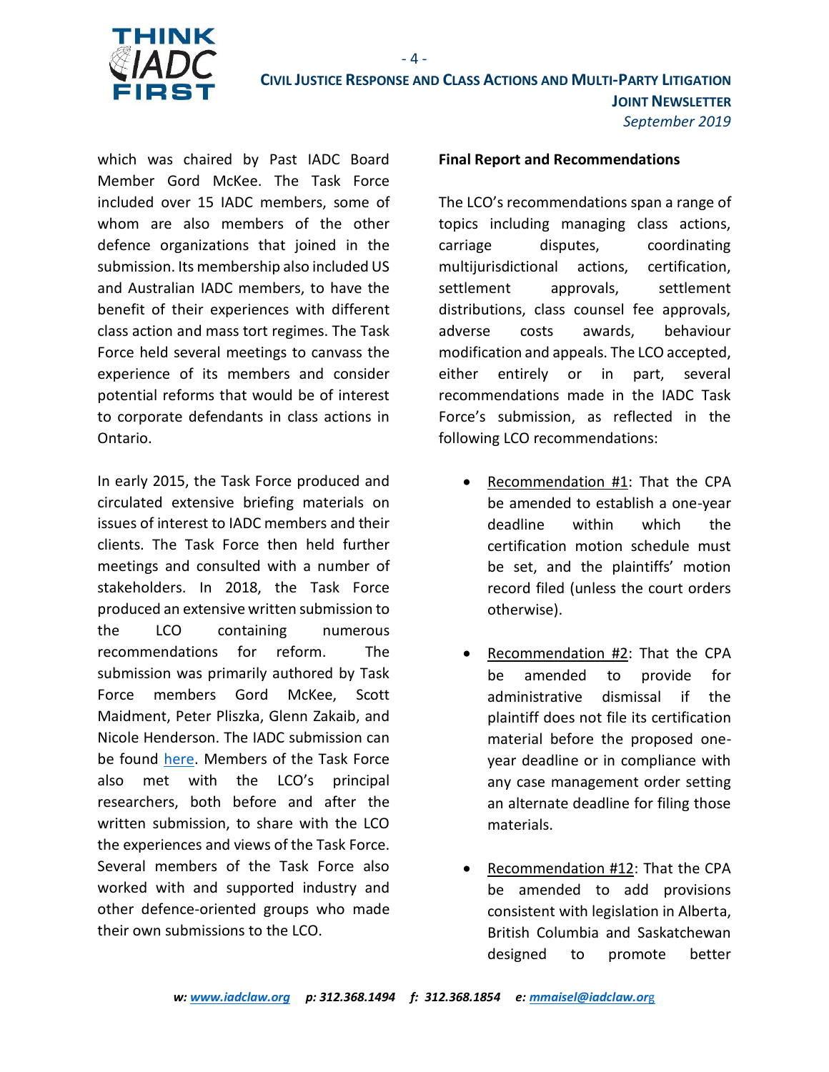which was chaired by Past IADC Board Member Gord McKee. The Task Force included over 15 IADC members, some of whom are also members of the other defence organizations that joined in the submission. Its membership also included US and Australian IADC members, to have the benefit of their experiences with different class action and mass tort regimes. The Task Force held several meetings to canvass the experience of its members and consider potential reforms that would be of interest to corporate defendants in class actions in Ontario.

In early 2015, the Task Force produced and circulated extensive briefing materials on issues of interest to IADC members and their clients. The Task Force then held further meetings and consulted with a number of stakeholders. In 2018, the Task Force produced an extensive written submission to the LCO containing numerous recommendations for reform. The submission was primarily authored by Task Force members Gord McKee, Scott Maidment, Peter Pliszka, Glenn Zakaib, and Nicole Henderson. The IADC submission can be found here. Members of the Task Force also met with the LCO's principal researchers, both before and after the written submission, to share with the LCO the experiences and views of the Task Force. Several members of the Task Force also worked with and supported industry and other defence-oriented groups who made their own submissions to the LCO.

**Final Report and Recommendations**

The LCO's recommendations span a range of topics including managing class actions, carriage disputes, coordinating multijurisdictional actions, certification, settlement approvals, settlement distributions, class counsel fee approvals, adverse costs awards, behaviour modification and appeals. The LCO accepted, either entirely or in part, several recommendations made in the IADC Task Force's submission, as reflected in the following LCO recommendations:

- Recommendation #1: That the CPA be amended to establish a one-year deadline within which the certification motion schedule must be set, and the plaintiffs' motion record filed (unless the court orders otherwise).
- Recommendation #2: That the CPA be amended to provide for administrative dismissal if the plaintiff does not file its certification material before the proposed one-year deadline or in compliance with any case management order setting an alternate deadline for filing those materials.
- Recommendation #12: That the CPA be amended to add provisions consistent with legislation in Alberta, British Columbia and Saskatchewan designed to promote better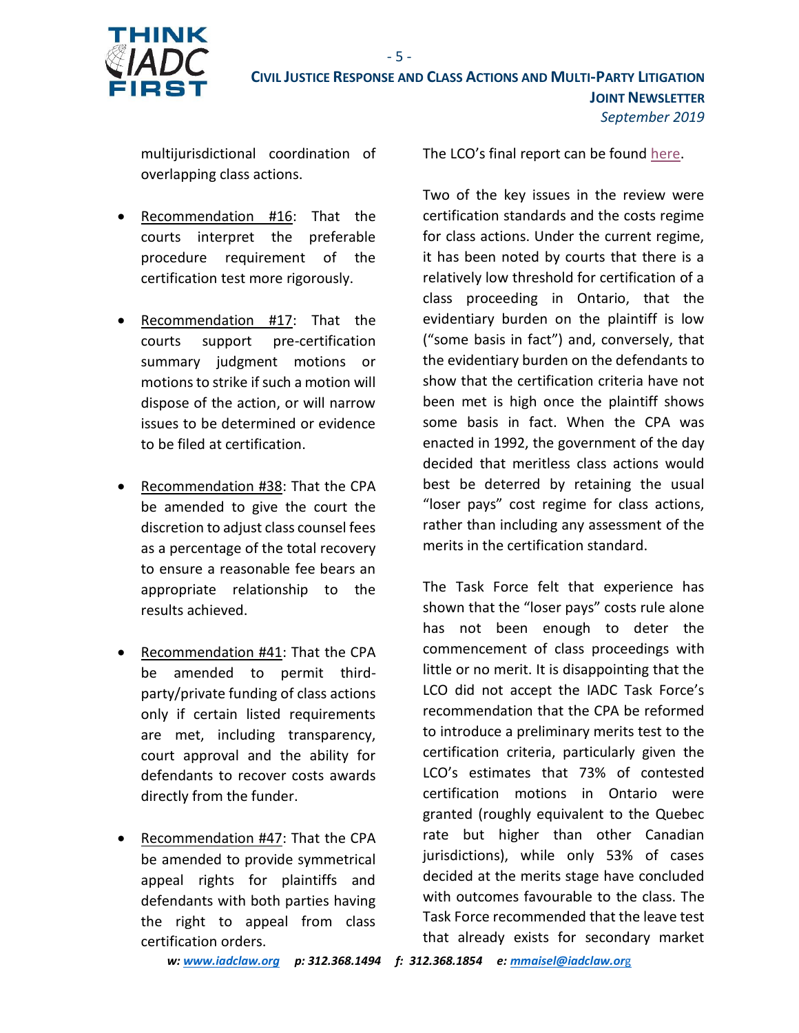multijurisdictional coordination of overlapping class actions.

- Recommendation #16: That the courts interpret the preferable procedure requirement of the certification test more rigorously.

- Recommendation #17: That the courts support pre-certification summary judgment motions or motions to strike if such a motion will dispose of the action, or will narrow issues to be determined or evidence to be filed at certification.

- Recommendation #38: That the CPA be amended to give the court the discretion to adjust class counsel fees as a percentage of the total recovery to ensure a reasonable fee bears an appropriate relationship to the results achieved.

- Recommendation #41: That the CPA be amended to permit third-party/private funding of class actions only if certain listed requirements are met, including transparency, court approval and the ability for defendants to recover costs awards directly from the funder.

- Recommendation #47: That the CPA be amended to provide symmetrical appeal rights for plaintiffs and defendants with both parties having the right to appeal from class certification orders.

The LCO's final report can be found here.

Two of the key issues in the review were certification standards and the costs regime for class actions. Under the current regime, it has been noted by courts that there is a relatively low threshold for certification of a class proceeding in Ontario, that the evidentiary burden on the plaintiff is low ("some basis in fact") and, conversely, that the evidentiary burden on the defendants to show that the certification criteria have not been met is high once the plaintiff shows some basis in fact. When the CPA was enacted in 1992, the government of the day decided that meritless class actions would best be deterred by retaining the usual "loser pays" cost regime for class actions, rather than including any assessment of the merits in the certification standard.

The Task Force felt that experience has shown that the "loser pays" costs rule alone has not been enough to deter the commencement of class proceedings with little or no merit. It is disappointing that the LCO did not accept the IADC Task Force's recommendation that the CPA be reformed to introduce a preliminary merits test to the certification criteria, particularly given the LCO's estimates that 73% of contested certification motions in Ontario were granted (roughly equivalent to the Quebec rate but higher than other Canadian jurisdictions), while only 53% of cases decided at the merits stage have concluded with outcomes favourable to the class. The Task Force recommended that the leave test that already exists for secondary market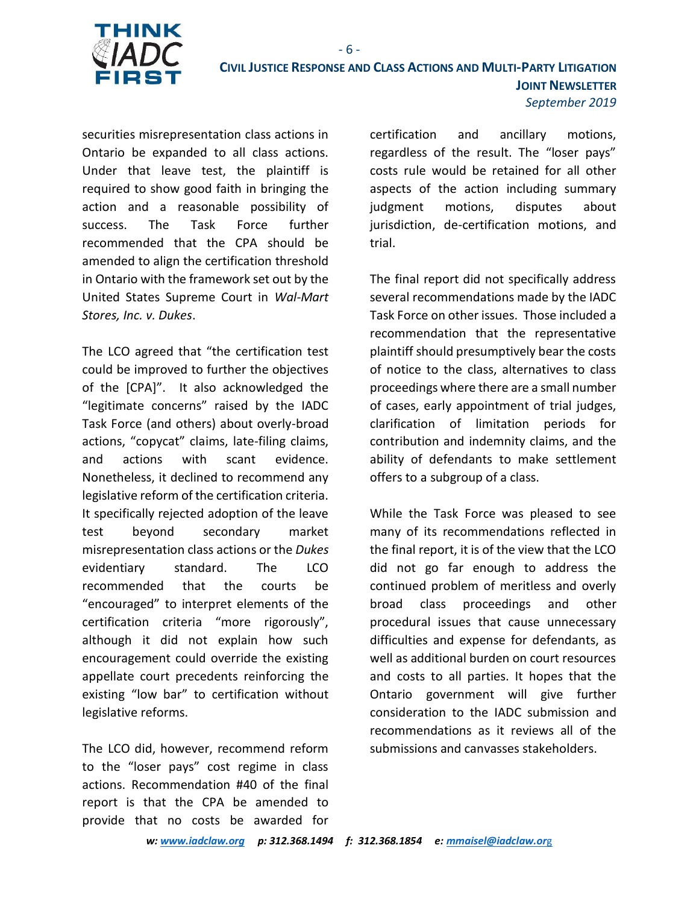securities misrepresentation class actions in Ontario be expanded to all class actions. Under that leave test, the plaintiff is required to show good faith in bringing the action and a reasonable possibility of success. The Task Force further recommended that the CPA should be amended to align the certification threshold in Ontario with the framework set out by the United States Supreme Court in *Wal-Mart Stores, Inc. v. Dukes*.

The LCO agreed that "the certification test could be improved to further the objectives of the [CPA]". It also acknowledged the "legitimate concerns" raised by the IADC Task Force (and others) about overly-broad actions, "copycat" claims, late-filing claims, and actions with scant evidence. Nonetheless, it declined to recommend any legislative reform of the certification criteria. It specifically rejected adoption of the leave test beyond secondary market misrepresentation class actions or the *Dukes* evidentiary standard. The LCO recommended that the courts be "encouraged" to interpret elements of the certification criteria "more rigorously", although it did not explain how such encouragement could override the existing appellate court precedents reinforcing the existing "low bar" to certification without legislative reforms.

The LCO did, however, recommend reform to the "loser pays" cost regime in class actions. Recommendation #40 of the final report is that the CPA be amended to provide that no costs be awarded for certification and ancillary motions, regardless of the result. The "loser pays" costs rule would be retained for all other aspects of the action including summary judgment motions, disputes about jurisdiction, de-certification motions, and trial.

The final report did not specifically address several recommendations made by the IADC Task Force on other issues. Those included a recommendation that the representative plaintiff should presumptively bear the costs of notice to the class, alternatives to class proceedings where there are a small number of cases, early appointment of trial judges, clarification of limitation periods for contribution and indemnity claims, and the ability of defendants to make settlement offers to a subgroup of a class.

While the Task Force was pleased to see many of its recommendations reflected in the final report, it is of the view that the LCO did not go far enough to address the continued problem of meritless and overly broad class proceedings and other procedural issues that cause unnecessary difficulties and expense for defendants, as well as additional burden on court resources and costs to all parties. It hopes that the Ontario government will give further consideration to the IADC submission and recommendations as it reviews all of the submissions and canvasses stakeholders.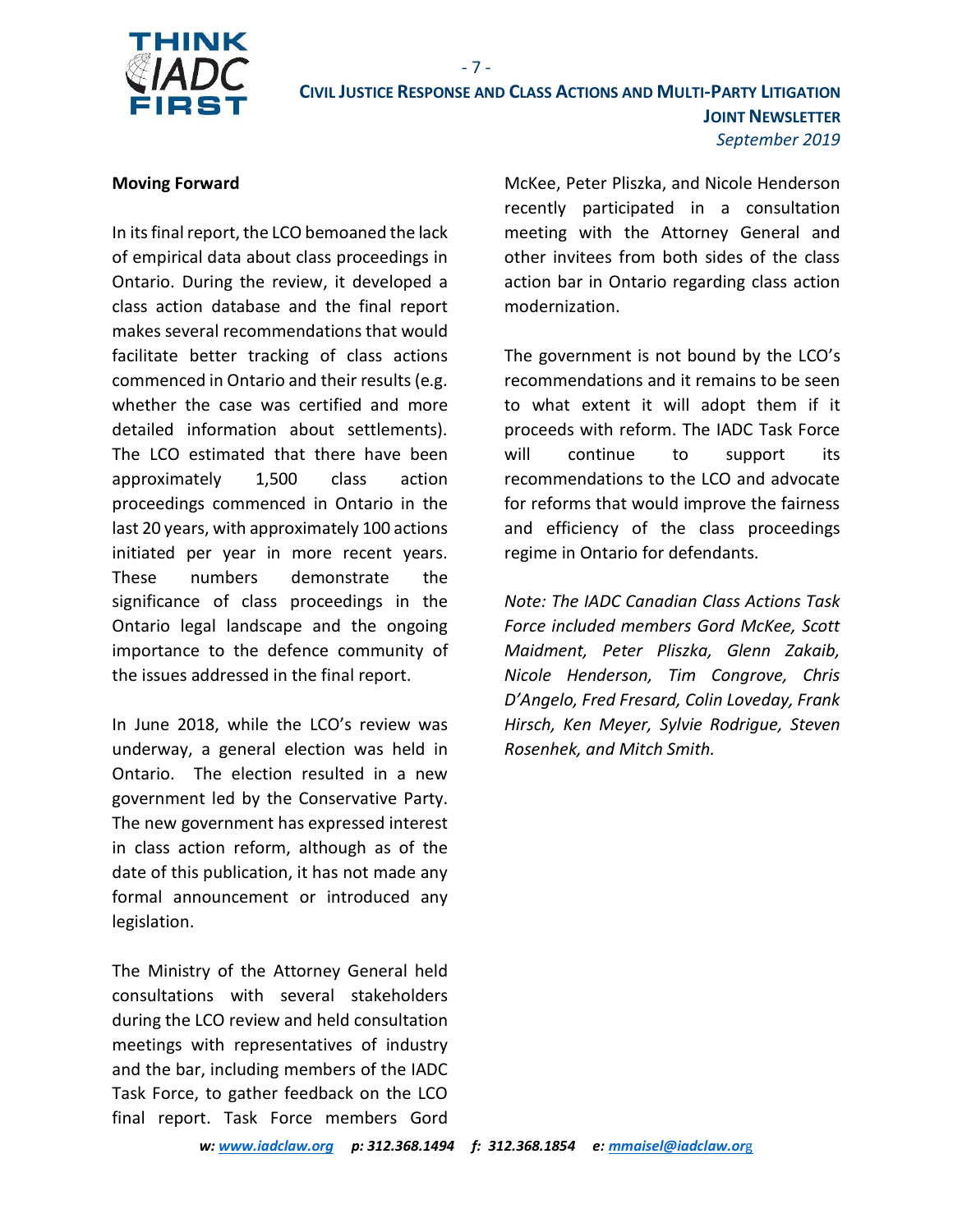## Moving Forward

In its final report, the LCO bemoaned the lack of empirical data about class proceedings in Ontario. During the review, it developed a class action database and the final report makes several recommendations that would facilitate better tracking of class actions commenced in Ontario and their results (e.g. whether the case was certified and more detailed information about settlements). The LCO estimated that there have been approximately 1,500 class action proceedings commenced in Ontario in the last 20 years, with approximately 100 actions initiated per year in more recent years. These numbers demonstrate the significance of class proceedings in the Ontario legal landscape and the ongoing importance to the defence community of the issues addressed in the final report.

In June 2018, while the LCO's review was underway, a general election was held in Ontario. The election resulted in a new government led by the Conservative Party. The new government has expressed interest in class action reform, although as of the date of this publication, it has not made any formal announcement or introduced any legislation.

The Ministry of the Attorney General held consultations with several stakeholders during the LCO review and held consultation meetings with representatives of industry and the bar, including members of the IADC Task Force, to gather feedback on the LCO final report. Task Force members Gord McKee, Peter Pliszka, and Nicole Henderson recently participated in a consultation meeting with the Attorney General and other invitees from both sides of the class action bar in Ontario regarding class action modernization.

The government is not bound by the LCO's recommendations and it remains to be seen to what extent it will adopt them if it proceeds with reform. The IADC Task Force will continue to support its recommendations to the LCO and advocate for reforms that would improve the fairness and efficiency of the class proceedings regime in Ontario for defendants.

*Note: The IADC Canadian Class Actions Task Force included members Gord McKee, Scott Maidment, Peter Pliszka, Glenn Zakaib, Nicole Henderson, Tim Congrove, Chris D'Angelo, Fred Fresard, Colin Loveday, Frank Hirsch, Ken Meyer, Sylvie Rodrigue, Steven Rosenhek, and Mitch Smith.*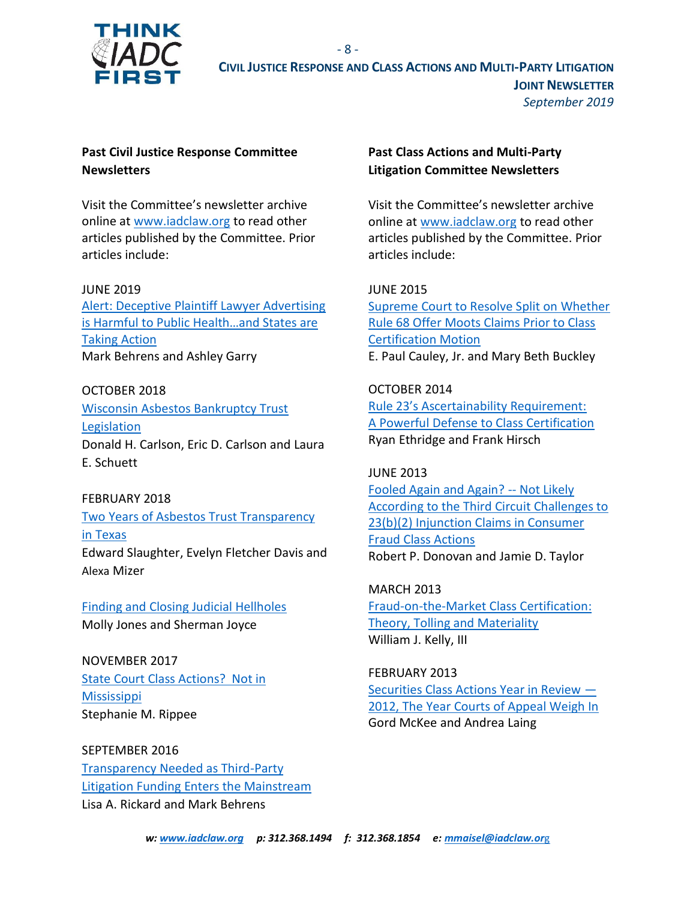**Past Civil Justice Response Committee Newsletters**

Visit the Committee's newsletter archive online at www.iadclaw.org to read other articles published by the Committee. Prior articles include:

JUNE 2019
Alert: Deceptive Plaintiff Lawyer Advertising is Harmful to Public Health…and States are Taking Action
Mark Behrens and Ashley Garry

OCTOBER 2018
Wisconsin Asbestos Bankruptcy Trust Legislation
Donald H. Carlson, Eric D. Carlson and Laura E. Schuett

FEBRUARY 2018
Two Years of Asbestos Trust Transparency in Texas
Edward Slaughter, Evelyn Fletcher Davis and Alexa Mizer

Finding and Closing Judicial Hellholes
Molly Jones and Sherman Joyce

NOVEMBER 2017
State Court Class Actions? Not in Mississippi
Stephanie M. Rippee

SEPTEMBER 2016
Transparency Needed as Third-Party Litigation Funding Enters the Mainstream
Lisa A. Rickard and Mark Behrens

**Past Class Actions and Multi-Party Litigation Committee Newsletters**

Visit the Committee's newsletter archive online at www.iadclaw.org to read other articles published by the Committee. Prior articles include:

JUNE 2015
Supreme Court to Resolve Split on Whether Rule 68 Offer Moots Claims Prior to Class Certification Motion
E. Paul Cauley, Jr. and Mary Beth Buckley

OCTOBER 2014
Rule 23's Ascertainability Requirement: A Powerful Defense to Class Certification
Ryan Ethridge and Frank Hirsch

JUNE 2013
Fooled Again and Again? -- Not Likely According to the Third Circuit Challenges to 23(b)(2) Injunction Claims in Consumer Fraud Class Actions
Robert P. Donovan and Jamie D. Taylor

MARCH 2013
Fraud-on-the-Market Class Certification: Theory, Tolling and Materiality
William J. Kelly, III

FEBRUARY 2013
Securities Class Actions Year in Review — 2012, The Year Courts of Appeal Weigh In
Gord McKee and Andrea Laing